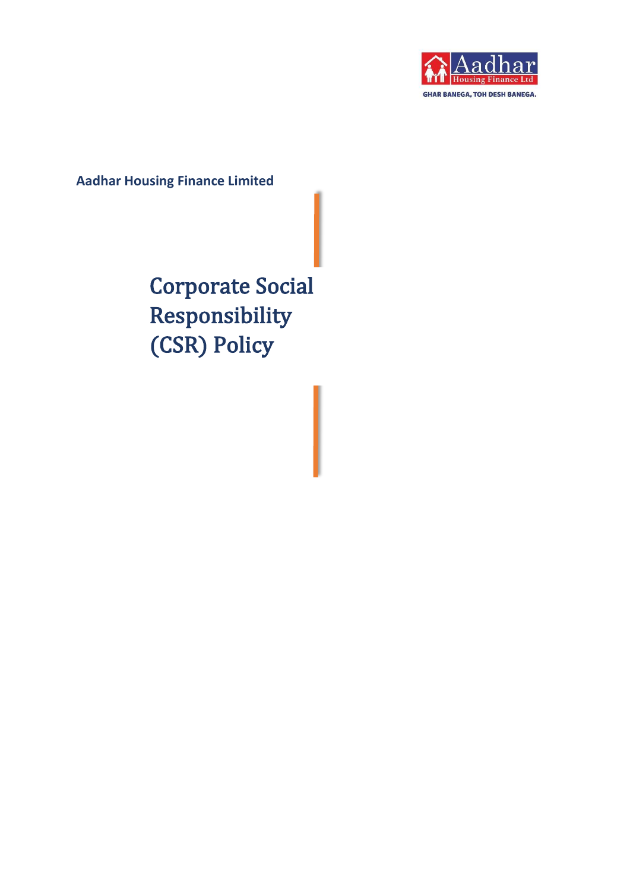Aadhar Housing Finance Limited

GHAR BANEGA, TOH DESH BANEGA.

**Aadhar Housing Finance Limited**

# Corporate Social Responsibility (CSR) Policy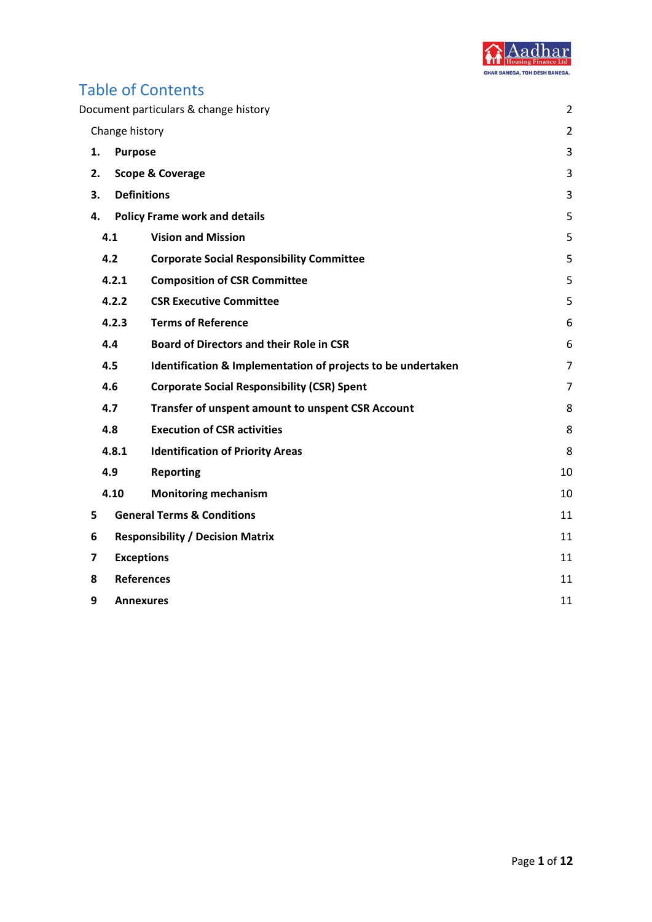# Table of Contents

| | | |
|---|---|---|
| Document particulars & change history | | 2 |
| Change history | | 2 |
| **1.** | **Purpose** | 3 |
| **2.** | **Scope & Coverage** | 3 |
| **3.** | **Definitions** | 3 |
| **4.** | **Policy Frame work and details** | 5 |
| **4.1** | **Vision and Mission** | 5 |
| **4.2** | **Corporate Social Responsibility Committee** | 5 |
| **4.2.1** | **Composition of CSR Committee** | 5 |
| **4.2.2** | **CSR Executive Committee** | 5 |
| **4.2.3** | **Terms of Reference** | 6 |
| **4.4** | **Board of Directors and their Role in CSR** | 6 |
| **4.5** | **Identification & Implementation of projects to be undertaken** | 7 |
| **4.6** | **Corporate Social Responsibility (CSR) Spent** | 7 |
| **4.7** | **Transfer of unspent amount to unspent CSR Account** | 8 |
| **4.8** | **Execution of CSR activities** | 8 |
| **4.8.1** | **Identification of Priority Areas** | 8 |
| **4.9** | **Reporting** | 10 |
| **4.10** | **Monitoring mechanism** | 10 |
| **5** | **General Terms & Conditions** | 11 |
| **6** | **Responsibility / Decision Matrix** | 11 |
| **7** | **Exceptions** | 11 |
| **8** | **References** | 11 |
| **9** | **Annexures** | 11 |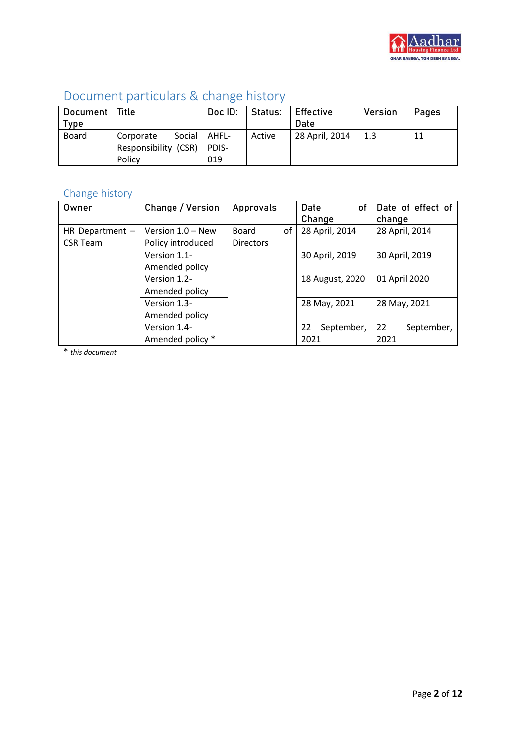## Document particulars & change history

| Document Type | Title | Doc ID: | Status: | Effective Date | Version | Pages |
|---|---|---|---|---|---|---|
| Board | Corporate Social Responsibility (CSR) Policy | AHFL-PDIS-019 | Active | 28 April, 2014 | 1.3 | 11 |

### Change history

| Owner | Change / Version | Approvals | Date of Change | Date of effect of change |
|---|---|---|---|---|
| HR Department – CSR Team | Version 1.0 – New Policy introduced | Board of Directors | 28 April, 2014 | 28 April, 2014 |
| | Version 1.1- Amended policy | | 30 April, 2019 | 30 April, 2019 |
| | Version 1.2- Amended policy | | 18 August, 2020 | 01 April 2020 |
| | Version 1.3- Amended policy | | 28 May, 2021 | 28 May, 2021 |
| | Version 1.4- Amended policy * | | 22 September, 2021 | 22 September, 2021 |

\* *this document*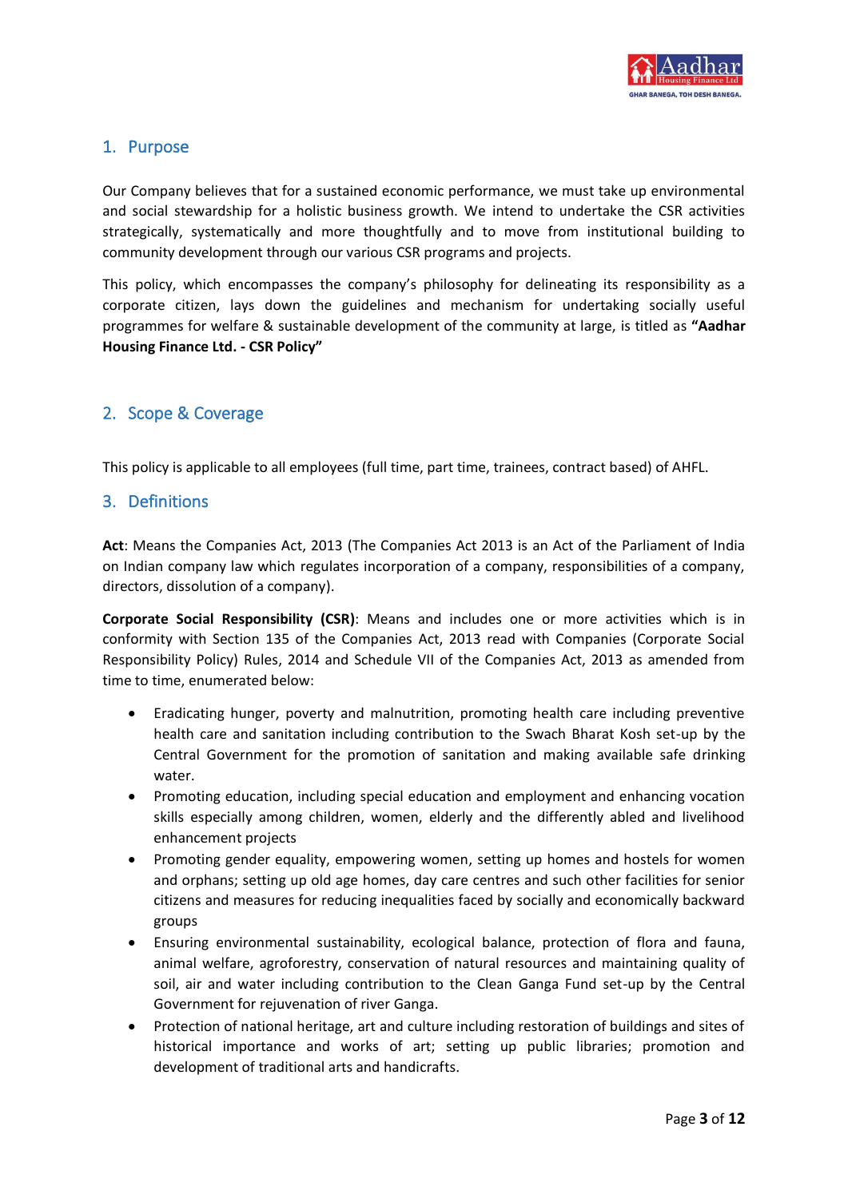## 1. Purpose

Our Company believes that for a sustained economic performance, we must take up environmental and social stewardship for a holistic business growth. We intend to undertake the CSR activities strategically, systematically and more thoughtfully and to move from institutional building to community development through our various CSR programs and projects.

This policy, which encompasses the company's philosophy for delineating its responsibility as a corporate citizen, lays down the guidelines and mechanism for undertaking socially useful programmes for welfare & sustainable development of the community at large, is titled as **"Aadhar Housing Finance Ltd. - CSR Policy"**

## 2. Scope & Coverage

This policy is applicable to all employees (full time, part time, trainees, contract based) of AHFL.

## 3. Definitions

**Act**: Means the Companies Act, 2013 (The Companies Act 2013 is an Act of the Parliament of India on Indian company law which regulates incorporation of a company, responsibilities of a company, directors, dissolution of a company).

**Corporate Social Responsibility (CSR)**: Means and includes one or more activities which is in conformity with Section 135 of the Companies Act, 2013 read with Companies (Corporate Social Responsibility Policy) Rules, 2014 and Schedule VII of the Companies Act, 2013 as amended from time to time, enumerated below:

- Eradicating hunger, poverty and malnutrition, promoting health care including preventive health care and sanitation including contribution to the Swach Bharat Kosh set-up by the Central Government for the promotion of sanitation and making available safe drinking water.
- Promoting education, including special education and employment and enhancing vocation skills especially among children, women, elderly and the differently abled and livelihood enhancement projects
- Promoting gender equality, empowering women, setting up homes and hostels for women and orphans; setting up old age homes, day care centres and such other facilities for senior citizens and measures for reducing inequalities faced by socially and economically backward groups
- Ensuring environmental sustainability, ecological balance, protection of flora and fauna, animal welfare, agroforestry, conservation of natural resources and maintaining quality of soil, air and water including contribution to the Clean Ganga Fund set-up by the Central Government for rejuvenation of river Ganga.
- Protection of national heritage, art and culture including restoration of buildings and sites of historical importance and works of art; setting up public libraries; promotion and development of traditional arts and handicrafts.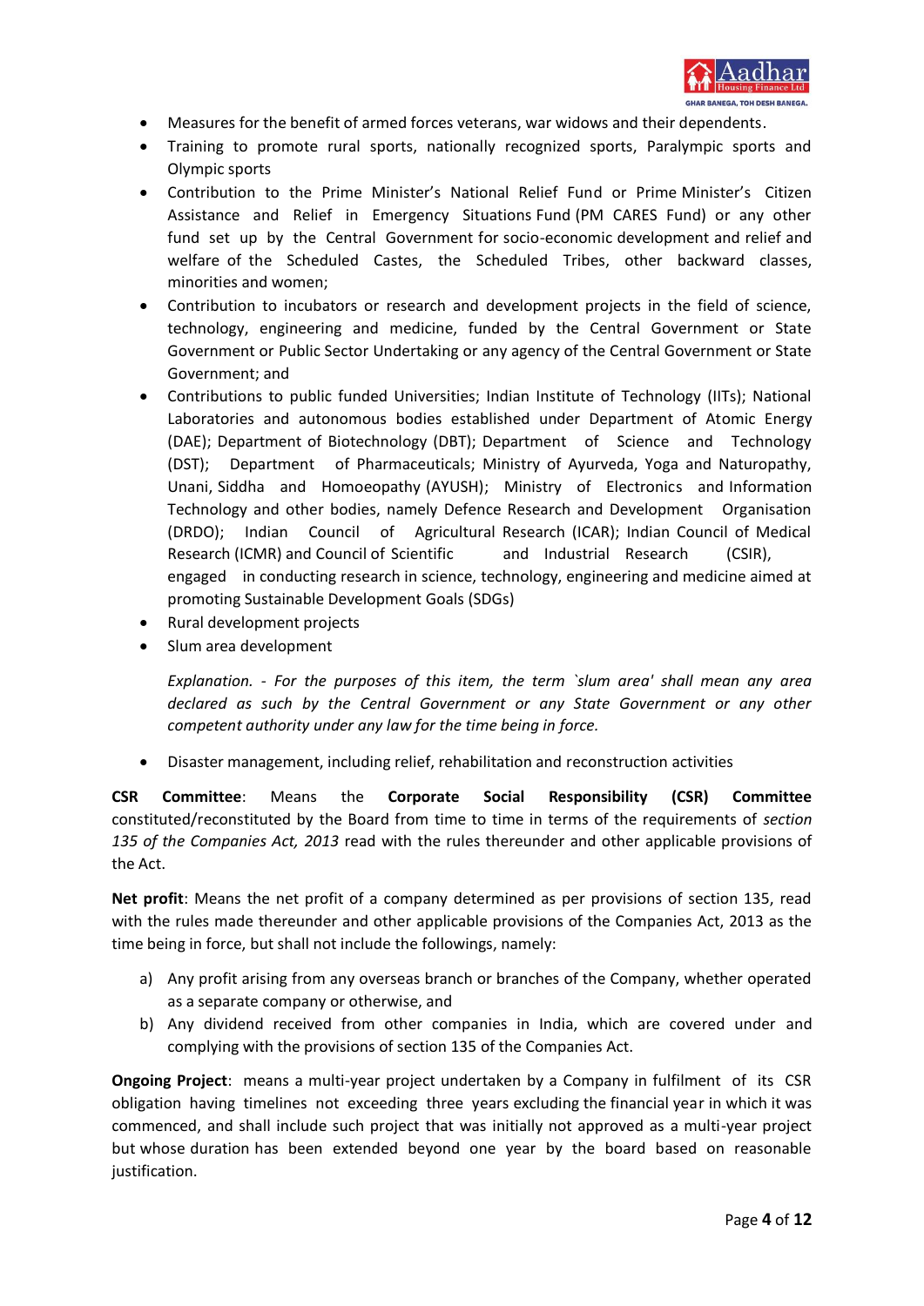- Measures for the benefit of armed forces veterans, war widows and their dependents.
- Training to promote rural sports, nationally recognized sports, Paralympic sports and Olympic sports
- Contribution to the Prime Minister's National Relief Fund or Prime Minister's Citizen Assistance and Relief in Emergency Situations Fund (PM CARES Fund) or any other fund set up by the Central Government for socio-economic development and relief and welfare of the Scheduled Castes, the Scheduled Tribes, other backward classes, minorities and women;
- Contribution to incubators or research and development projects in the field of science, technology, engineering and medicine, funded by the Central Government or State Government or Public Sector Undertaking or any agency of the Central Government or State Government; and
- Contributions to public funded Universities; Indian Institute of Technology (IITs); National Laboratories and autonomous bodies established under Department of Atomic Energy (DAE); Department of Biotechnology (DBT); Department of Science and Technology (DST); Department of Pharmaceuticals; Ministry of Ayurveda, Yoga and Naturopathy, Unani, Siddha and Homoeopathy (AYUSH); Ministry of Electronics and Information Technology and other bodies, namely Defence Research and Development Organisation (DRDO); Indian Council of Agricultural Research (ICAR); Indian Council of Medical Research (ICMR) and Council of Scientific and Industrial Research (CSIR), engaged in conducting research in science, technology, engineering and medicine aimed at promoting Sustainable Development Goals (SDGs)
- Rural development projects
- Slum area development

  *Explanation. - For the purposes of this item, the term `slum area' shall mean any area declared as such by the Central Government or any State Government or any other competent authority under any law for the time being in force.*

- Disaster management, including relief, rehabilitation and reconstruction activities

**CSR Committee**: Means the **Corporate Social Responsibility (CSR) Committee** constituted/reconstituted by the Board from time to time in terms of the requirements of *section 135 of the Companies Act, 2013* read with the rules thereunder and other applicable provisions of the Act.

**Net profit**: Means the net profit of a company determined as per provisions of section 135, read with the rules made thereunder and other applicable provisions of the Companies Act, 2013 as the time being in force, but shall not include the followings, namely:

a) Any profit arising from any overseas branch or branches of the Company, whether operated as a separate company or otherwise, and
b) Any dividend received from other companies in India, which are covered under and complying with the provisions of section 135 of the Companies Act.

**Ongoing Project**: means a multi-year project undertaken by a Company in fulfilment of its CSR obligation having timelines not exceeding three years excluding the financial year in which it was commenced, and shall include such project that was initially not approved as a multi-year project but whose duration has been extended beyond one year by the board based on reasonable justification.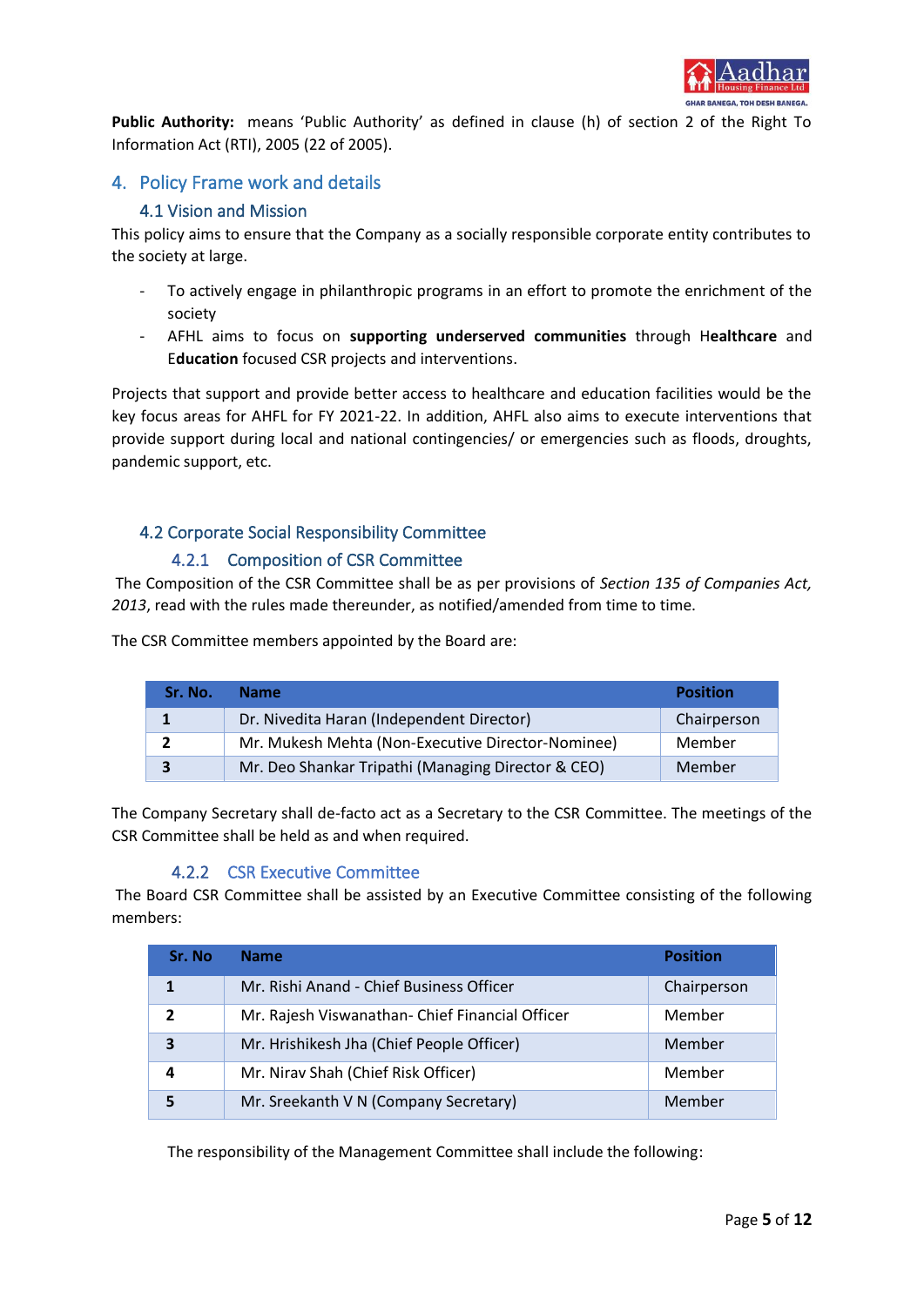**Public Authority:** means 'Public Authority' as defined in clause (h) of section 2 of the Right To Information Act (RTI), 2005 (22 of 2005).

## 4. Policy Frame work and details

### 4.1 Vision and Mission

This policy aims to ensure that the Company as a socially responsible corporate entity contributes to the society at large.

- To actively engage in philanthropic programs in an effort to promote the enrichment of the society
- AFHL aims to focus on **supporting underserved communities** through H**ealthcare** and E**ducation** focused CSR projects and interventions.

Projects that support and provide better access to healthcare and education facilities would be the key focus areas for AHFL for FY 2021-22. In addition, AHFL also aims to execute interventions that provide support during local and national contingencies/ or emergencies such as floods, droughts, pandemic support, etc.

### 4.2 Corporate Social Responsibility Committee

#### 4.2.1 Composition of CSR Committee

The Composition of the CSR Committee shall be as per provisions of *Section 135 of Companies Act, 2013*, read with the rules made thereunder, as notified/amended from time to time.

The CSR Committee members appointed by the Board are:

| Sr. No. | Name | Position |
|---|---|---|
| **1** | Dr. Nivedita Haran (Independent Director) | Chairperson |
| **2** | Mr. Mukesh Mehta (Non-Executive Director-Nominee) | Member |
| **3** | Mr. Deo Shankar Tripathi (Managing Director & CEO) | Member |

The Company Secretary shall de-facto act as a Secretary to the CSR Committee. The meetings of the CSR Committee shall be held as and when required.

#### 4.2.2 CSR Executive Committee

The Board CSR Committee shall be assisted by an Executive Committee consisting of the following members:

| Sr. No | Name | Position |
|---|---|---|
| **1** | Mr. Rishi Anand - Chief Business Officer | Chairperson |
| **2** | Mr. Rajesh Viswanathan- Chief Financial Officer | Member |
| **3** | Mr. Hrishikesh Jha (Chief People Officer) | Member |
| **4** | Mr. Nirav Shah (Chief Risk Officer) | Member |
| **5** | Mr. Sreekanth V N (Company Secretary) | Member |

The responsibility of the Management Committee shall include the following: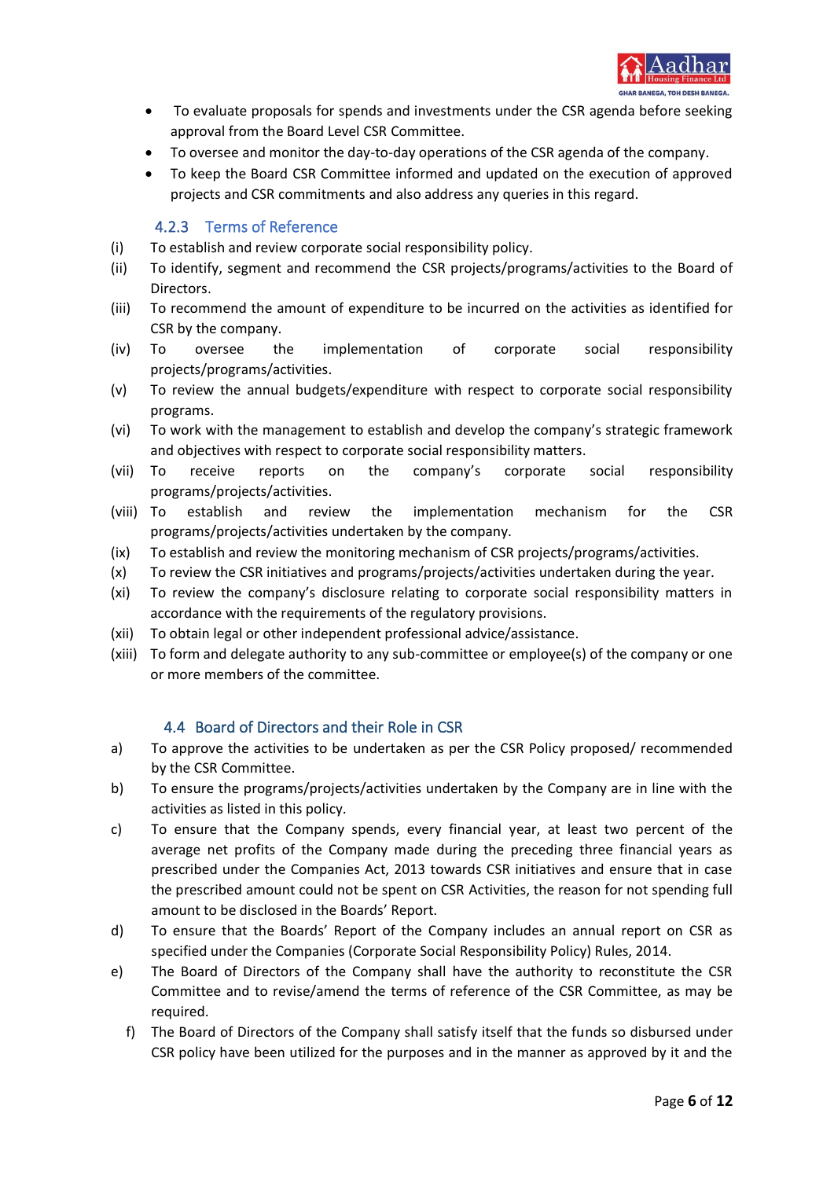- To evaluate proposals for spends and investments under the CSR agenda before seeking approval from the Board Level CSR Committee.
- To oversee and monitor the day-to-day operations of the CSR agenda of the company.
- To keep the Board CSR Committee informed and updated on the execution of approved projects and CSR commitments and also address any queries in this regard.

### 4.2.3 Terms of Reference

(i) To establish and review corporate social responsibility policy.

(ii) To identify, segment and recommend the CSR projects/programs/activities to the Board of Directors.

(iii) To recommend the amount of expenditure to be incurred on the activities as identified for CSR by the company.

(iv) To oversee the implementation of corporate social responsibility projects/programs/activities.

(v) To review the annual budgets/expenditure with respect to corporate social responsibility programs.

(vi) To work with the management to establish and develop the company's strategic framework and objectives with respect to corporate social responsibility matters.

(vii) To receive reports on the company's corporate social responsibility programs/projects/activities.

(viii) To establish and review the implementation mechanism for the CSR programs/projects/activities undertaken by the company.

(ix) To establish and review the monitoring mechanism of CSR projects/programs/activities.

(x) To review the CSR initiatives and programs/projects/activities undertaken during the year.

(xi) To review the company's disclosure relating to corporate social responsibility matters in accordance with the requirements of the regulatory provisions.

(xii) To obtain legal or other independent professional advice/assistance.

(xiii) To form and delegate authority to any sub-committee or employee(s) of the company or one or more members of the committee.

### 4.4 Board of Directors and their Role in CSR

a) To approve the activities to be undertaken as per the CSR Policy proposed/ recommended by the CSR Committee.

b) To ensure the programs/projects/activities undertaken by the Company are in line with the activities as listed in this policy.

c) To ensure that the Company spends, every financial year, at least two percent of the average net profits of the Company made during the preceding three financial years as prescribed under the Companies Act, 2013 towards CSR initiatives and ensure that in case the prescribed amount could not be spent on CSR Activities, the reason for not spending full amount to be disclosed in the Boards' Report.

d) To ensure that the Boards' Report of the Company includes an annual report on CSR as specified under the Companies (Corporate Social Responsibility Policy) Rules, 2014.

e) The Board of Directors of the Company shall have the authority to reconstitute the CSR Committee and to revise/amend the terms of reference of the CSR Committee, as may be required.

f) The Board of Directors of the Company shall satisfy itself that the funds so disbursed under CSR policy have been utilized for the purposes and in the manner as approved by it and the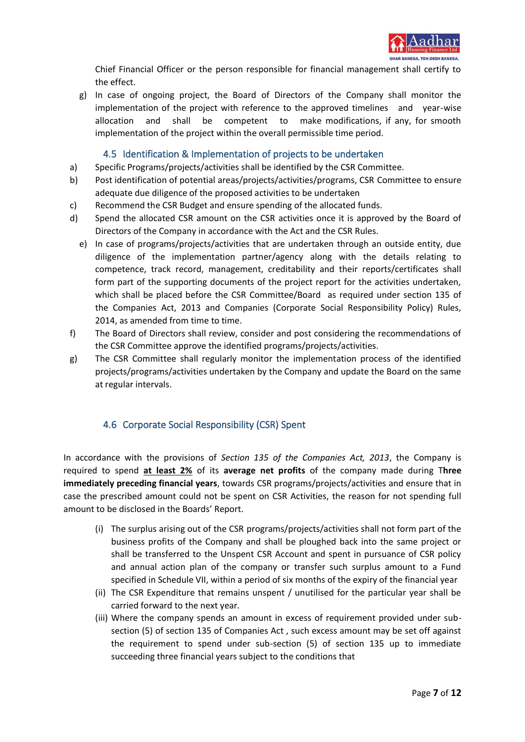Chief Financial Officer or the person responsible for financial management shall certify to the effect.

g) In case of ongoing project, the Board of Directors of the Company shall monitor the implementation of the project with reference to the approved timelines and year-wise allocation and shall be competent to make modifications, if any, for smooth implementation of the project within the overall permissible time period.

### 4.5 Identification & Implementation of projects to be undertaken

a) Specific Programs/projects/activities shall be identified by the CSR Committee.

b) Post identification of potential areas/projects/activities/programs, CSR Committee to ensure adequate due diligence of the proposed activities to be undertaken

c) Recommend the CSR Budget and ensure spending of the allocated funds.

d) Spend the allocated CSR amount on the CSR activities once it is approved by the Board of Directors of the Company in accordance with the Act and the CSR Rules.

e) In case of programs/projects/activities that are undertaken through an outside entity, due diligence of the implementation partner/agency along with the details relating to competence, track record, management, creditability and their reports/certificates shall form part of the supporting documents of the project report for the activities undertaken, which shall be placed before the CSR Committee/Board as required under section 135 of the Companies Act, 2013 and Companies (Corporate Social Responsibility Policy) Rules, 2014, as amended from time to time.

f) The Board of Directors shall review, consider and post considering the recommendations of the CSR Committee approve the identified programs/projects/activities.

g) The CSR Committee shall regularly monitor the implementation process of the identified projects/programs/activities undertaken by the Company and update the Board on the same at regular intervals.

### 4.6 Corporate Social Responsibility (CSR) Spent

In accordance with the provisions of *Section 135 of the Companies Act, 2013*, the Company is required to spend **<u>at least 2%</u>** of its **average net profits** of the company made during T**hree immediately preceding financial years**, towards CSR programs/projects/activities and ensure that in case the prescribed amount could not be spent on CSR Activities, the reason for not spending full amount to be disclosed in the Boards' Report.

(i) The surplus arising out of the CSR programs/projects/activities shall not form part of the business profits of the Company and shall be ploughed back into the same project or shall be transferred to the Unspent CSR Account and spent in pursuance of CSR policy and annual action plan of the company or transfer such surplus amount to a Fund specified in Schedule VII, within a period of six months of the expiry of the financial year

(ii) The CSR Expenditure that remains unspent / unutilised for the particular year shall be carried forward to the next year.

(iii) Where the company spends an amount in excess of requirement provided under sub-section (5) of section 135 of Companies Act , such excess amount may be set off against the requirement to spend under sub-section (5) of section 135 up to immediate succeeding three financial years subject to the conditions that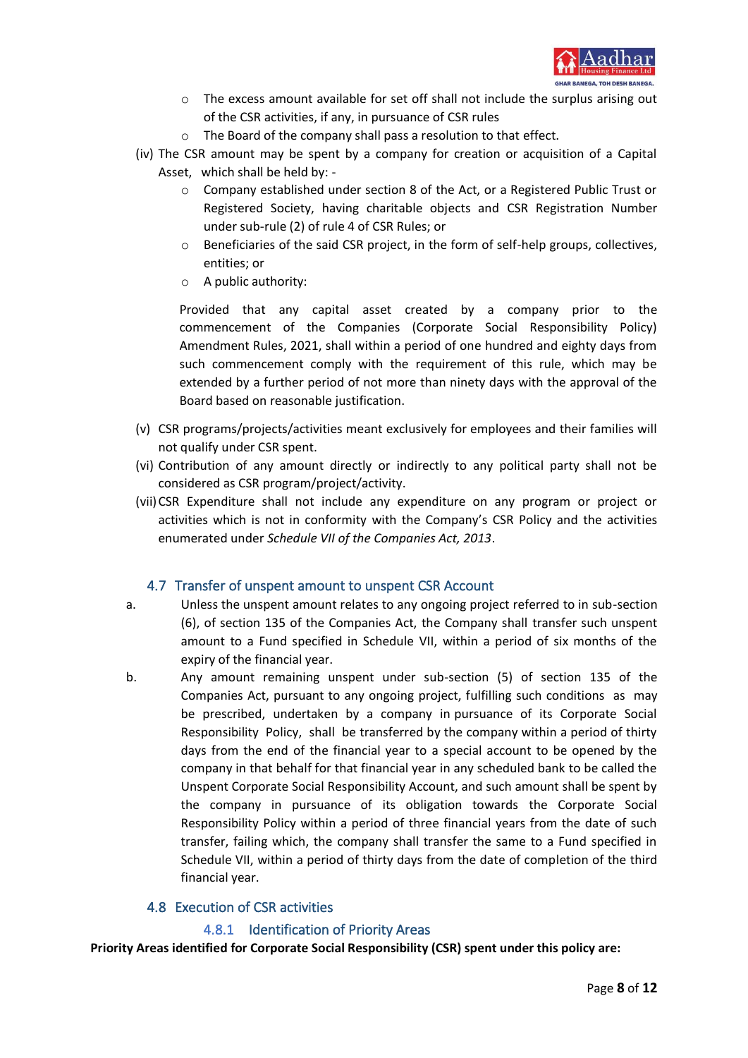- The excess amount available for set off shall not include the surplus arising out of the CSR activities, if any, in pursuance of CSR rules
- The Board of the company shall pass a resolution to that effect.

(iv) The CSR amount may be spent by a company for creation or acquisition of a Capital Asset, which shall be held by: -

- Company established under section 8 of the Act, or a Registered Public Trust or Registered Society, having charitable objects and CSR Registration Number under sub-rule (2) of rule 4 of CSR Rules; or
- Beneficiaries of the said CSR project, in the form of self-help groups, collectives, entities; or
- A public authority:

Provided that any capital asset created by a company prior to the commencement of the Companies (Corporate Social Responsibility Policy) Amendment Rules, 2021, shall within a period of one hundred and eighty days from such commencement comply with the requirement of this rule, which may be extended by a further period of not more than ninety days with the approval of the Board based on reasonable justification.

(v) CSR programs/projects/activities meant exclusively for employees and their families will not qualify under CSR spent.

(vi) Contribution of any amount directly or indirectly to any political party shall not be considered as CSR program/project/activity.

(vii) CSR Expenditure shall not include any expenditure on any program or project or activities which is not in conformity with the Company's CSR Policy and the activities enumerated under *Schedule VII of the Companies Act, 2013*.

## 4.7 Transfer of unspent amount to unspent CSR Account

a. Unless the unspent amount relates to any ongoing project referred to in sub-section (6), of section 135 of the Companies Act, the Company shall transfer such unspent amount to a Fund specified in Schedule VII, within a period of six months of the expiry of the financial year.

b. Any amount remaining unspent under sub-section (5) of section 135 of the Companies Act, pursuant to any ongoing project, fulfilling such conditions as may be prescribed, undertaken by a company in pursuance of its Corporate Social Responsibility Policy, shall be transferred by the company within a period of thirty days from the end of the financial year to a special account to be opened by the company in that behalf for that financial year in any scheduled bank to be called the Unspent Corporate Social Responsibility Account, and such amount shall be spent by the company in pursuance of its obligation towards the Corporate Social Responsibility Policy within a period of three financial years from the date of such transfer, failing which, the company shall transfer the same to a Fund specified in Schedule VII, within a period of thirty days from the date of completion of the third financial year.

## 4.8 Execution of CSR activities

### 4.8.1 Identification of Priority Areas

**Priority Areas identified for Corporate Social Responsibility (CSR) spent under this policy are:**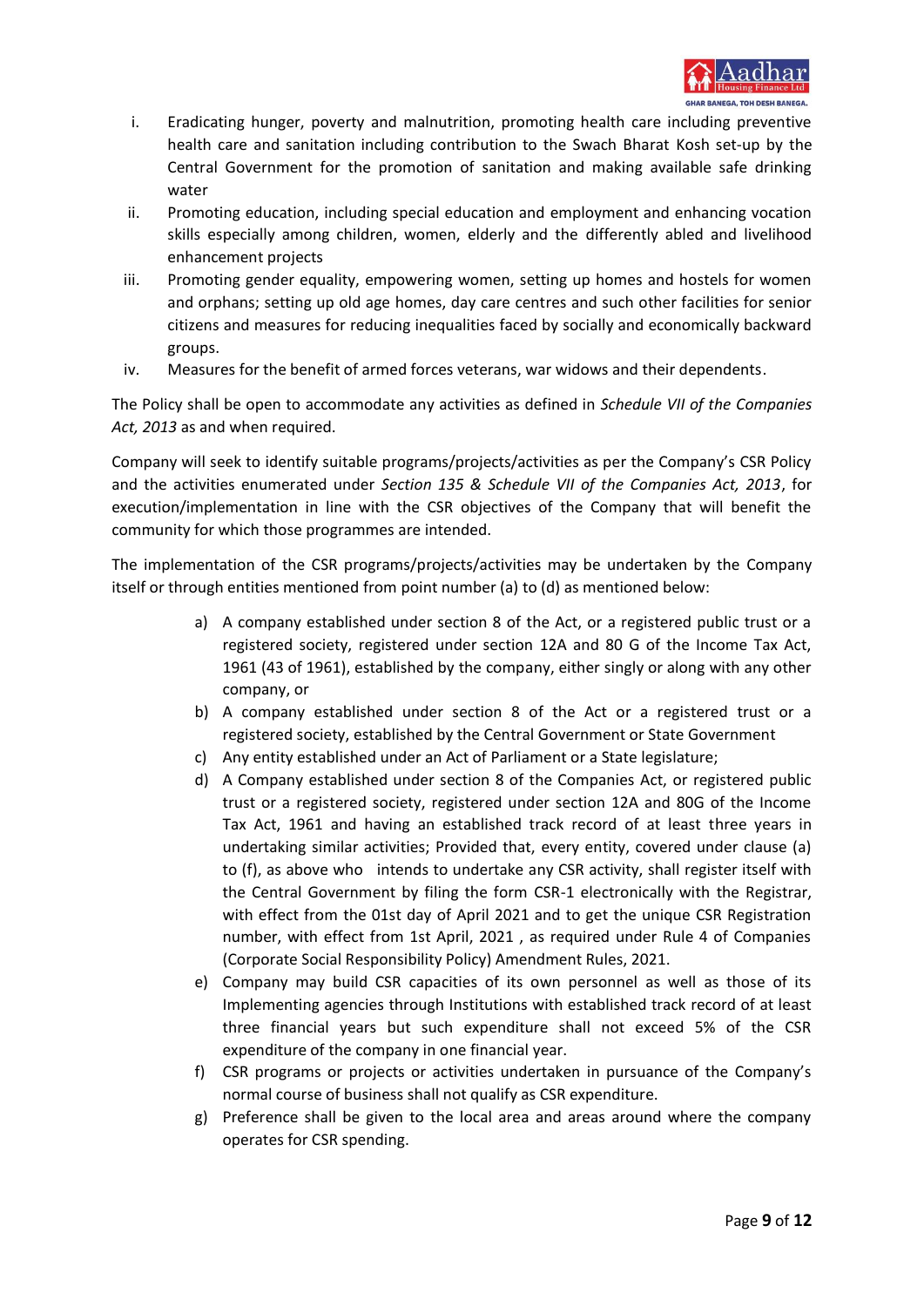i. Eradicating hunger, poverty and malnutrition, promoting health care including preventive health care and sanitation including contribution to the Swach Bharat Kosh set-up by the Central Government for the promotion of sanitation and making available safe drinking water
ii. Promoting education, including special education and employment and enhancing vocation skills especially among children, women, elderly and the differently abled and livelihood enhancement projects
iii. Promoting gender equality, empowering women, setting up homes and hostels for women and orphans; setting up old age homes, day care centres and such other facilities for senior citizens and measures for reducing inequalities faced by socially and economically backward groups.
iv. Measures for the benefit of armed forces veterans, war widows and their dependents.

The Policy shall be open to accommodate any activities as defined in *Schedule VII of the Companies Act, 2013* as and when required.

Company will seek to identify suitable programs/projects/activities as per the Company's CSR Policy and the activities enumerated under *Section 135 & Schedule VII of the Companies Act, 2013*, for execution/implementation in line with the CSR objectives of the Company that will benefit the community for which those programmes are intended.

The implementation of the CSR programs/projects/activities may be undertaken by the Company itself or through entities mentioned from point number (a) to (d) as mentioned below:

a) A company established under section 8 of the Act, or a registered public trust or a registered society, registered under section 12A and 80 G of the Income Tax Act, 1961 (43 of 1961), established by the company, either singly or along with any other company, or
b) A company established under section 8 of the Act or a registered trust or a registered society, established by the Central Government or State Government
c) Any entity established under an Act of Parliament or a State legislature;
d) A Company established under section 8 of the Companies Act, or registered public trust or a registered society, registered under section 12A and 80G of the Income Tax Act, 1961 and having an established track record of at least three years in undertaking similar activities; Provided that, every entity, covered under clause (a) to (f), as above who intends to undertake any CSR activity, shall register itself with the Central Government by filing the form CSR-1 electronically with the Registrar, with effect from the 01st day of April 2021 and to get the unique CSR Registration number, with effect from 1st April, 2021 , as required under Rule 4 of Companies (Corporate Social Responsibility Policy) Amendment Rules, 2021.
e) Company may build CSR capacities of its own personnel as well as those of its Implementing agencies through Institutions with established track record of at least three financial years but such expenditure shall not exceed 5% of the CSR expenditure of the company in one financial year.
f) CSR programs or projects or activities undertaken in pursuance of the Company's normal course of business shall not qualify as CSR expenditure.
g) Preference shall be given to the local area and areas around where the company operates for CSR spending.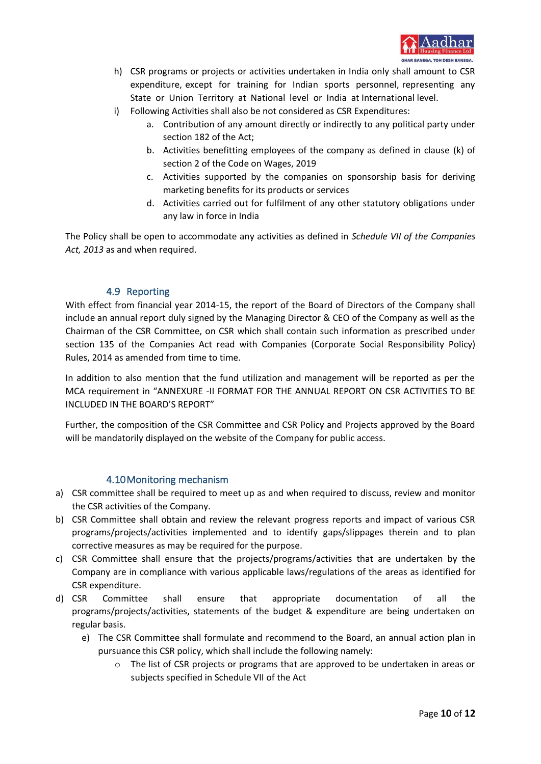h) CSR programs or projects or activities undertaken in India only shall amount to CSR expenditure, except for training for Indian sports personnel, representing any State or Union Territory at National level or India at International level.

i) Following Activities shall also be not considered as CSR Expenditures:
   a. Contribution of any amount directly or indirectly to any political party under section 182 of the Act;
   b. Activities benefitting employees of the company as defined in clause (k) of section 2 of the Code on Wages, 2019
   c. Activities supported by the companies on sponsorship basis for deriving marketing benefits for its products or services
   d. Activities carried out for fulfilment of any other statutory obligations under any law in force in India

The Policy shall be open to accommodate any activities as defined in *Schedule VII of the Companies Act, 2013* as and when required.

### 4.9 Reporting

With effect from financial year 2014-15, the report of the Board of Directors of the Company shall include an annual report duly signed by the Managing Director & CEO of the Company as well as the Chairman of the CSR Committee, on CSR which shall contain such information as prescribed under section 135 of the Companies Act read with Companies (Corporate Social Responsibility Policy) Rules, 2014 as amended from time to time.

In addition to also mention that the fund utilization and management will be reported as per the MCA requirement in "ANNEXURE -II FORMAT FOR THE ANNUAL REPORT ON CSR ACTIVITIES TO BE INCLUDED IN THE BOARD'S REPORT"

Further, the composition of the CSR Committee and CSR Policy and Projects approved by the Board will be mandatorily displayed on the website of the Company for public access.

### 4.10 Monitoring mechanism

a) CSR committee shall be required to meet up as and when required to discuss, review and monitor the CSR activities of the Company.

b) CSR Committee shall obtain and review the relevant progress reports and impact of various CSR programs/projects/activities implemented and to identify gaps/slippages therein and to plan corrective measures as may be required for the purpose.

c) CSR Committee shall ensure that the projects/programs/activities that are undertaken by the Company are in compliance with various applicable laws/regulations of the areas as identified for CSR expenditure.

d) CSR Committee shall ensure that appropriate documentation of all the programs/projects/activities, statements of the budget & expenditure are being undertaken on regular basis.

e) The CSR Committee shall formulate and recommend to the Board, an annual action plan in pursuance this CSR policy, which shall include the following namely:
   - The list of CSR projects or programs that are approved to be undertaken in areas or subjects specified in Schedule VII of the Act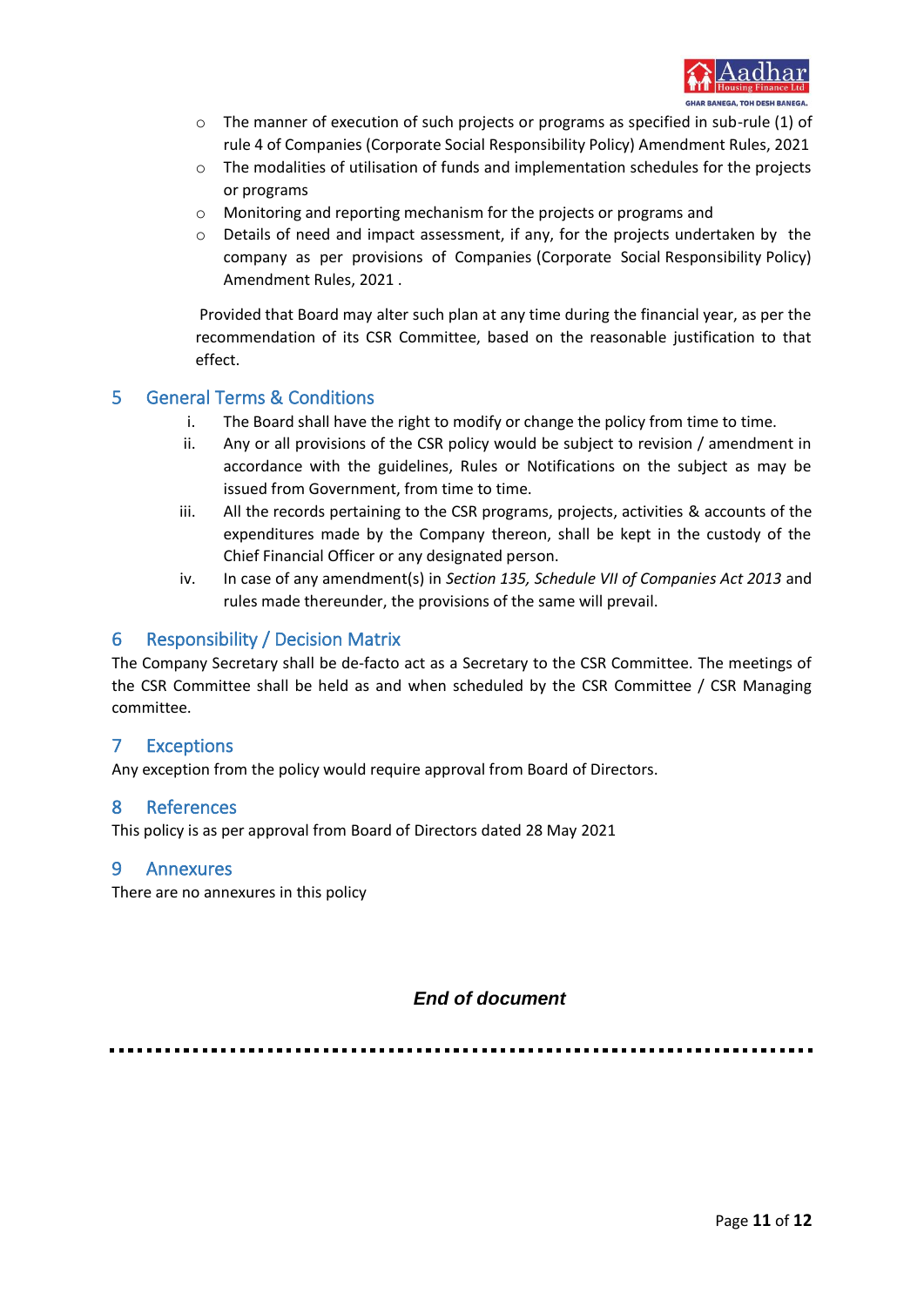- The manner of execution of such projects or programs as specified in sub-rule (1) of rule 4 of Companies (Corporate Social Responsibility Policy) Amendment Rules, 2021
- The modalities of utilisation of funds and implementation schedules for the projects or programs
- Monitoring and reporting mechanism for the projects or programs and
- Details of need and impact assessment, if any, for the projects undertaken by the company as per provisions of Companies (Corporate Social Responsibility Policy) Amendment Rules, 2021 .

Provided that Board may alter such plan at any time during the financial year, as per the recommendation of its CSR Committee, based on the reasonable justification to that effect.

## 5 General Terms & Conditions

i. The Board shall have the right to modify or change the policy from time to time.

ii. Any or all provisions of the CSR policy would be subject to revision / amendment in accordance with the guidelines, Rules or Notifications on the subject as may be issued from Government, from time to time.

iii. All the records pertaining to the CSR programs, projects, activities & accounts of the expenditures made by the Company thereon, shall be kept in the custody of the Chief Financial Officer or any designated person.

iv. In case of any amendment(s) in *Section 135, Schedule VII of Companies Act 2013* and rules made thereunder, the provisions of the same will prevail.

## 6 Responsibility / Decision Matrix

The Company Secretary shall be de-facto act as a Secretary to the CSR Committee. The meetings of the CSR Committee shall be held as and when scheduled by the CSR Committee / CSR Managing committee.

## 7 Exceptions

Any exception from the policy would require approval from Board of Directors.

## 8 References

This policy is as per approval from Board of Directors dated 28 May 2021

## 9 Annexures

There are no annexures in this policy

***End of document***